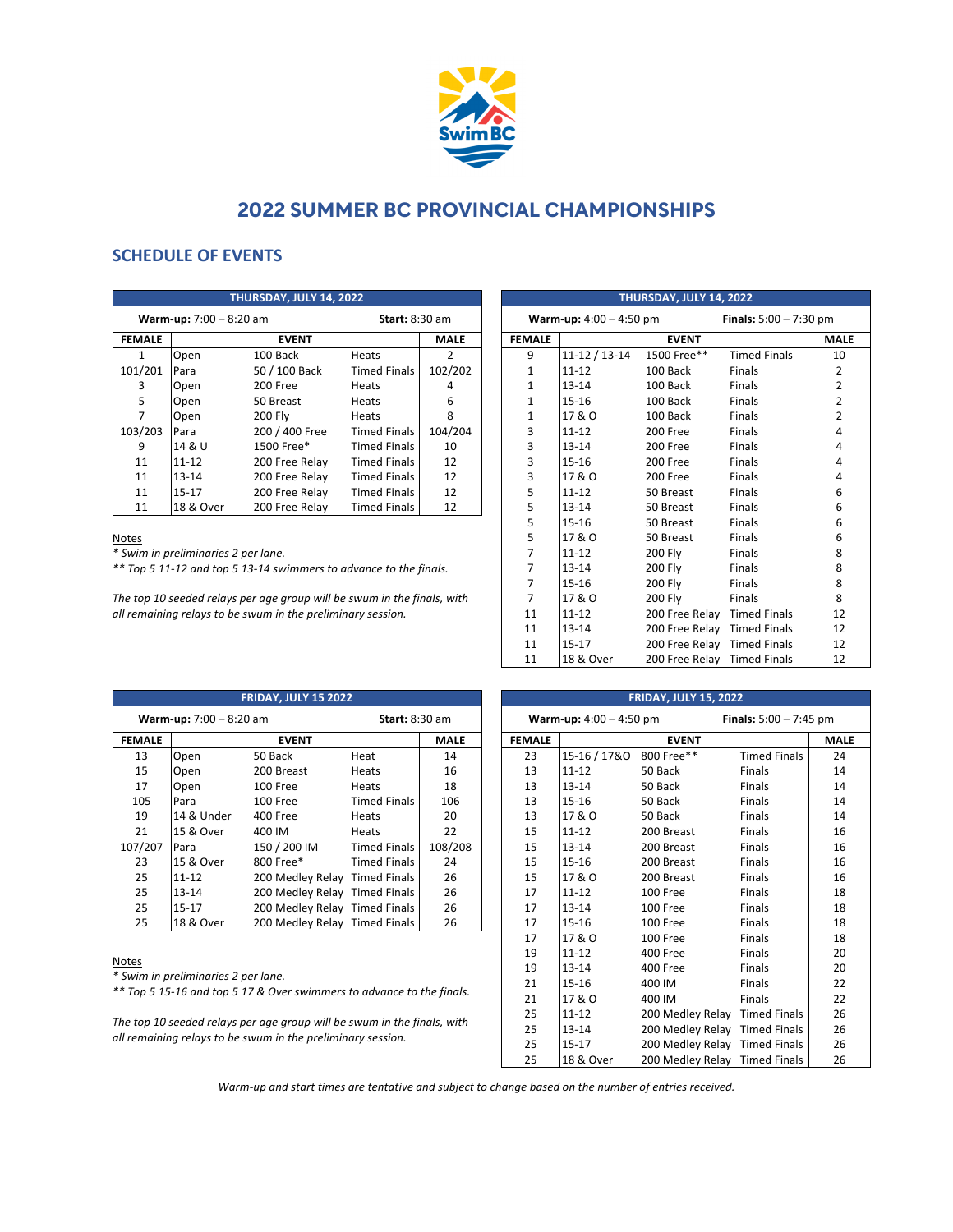# 2022 SUMMER BC PROVINCIAL CHAMPIONSHIPS

## SCHEDULE OF EVENTS

### THURSDAY, JULY 14, 2022

**Warm-up:** 7:00 – 8:20 am **Start:** 8:30 am

| FEMALE | EVENT | | | MALE |
|---|---|---|---|---|
| 1 | Open | 100 Back | Heats | 2 |
| 101/201 | Para | 50 / 100 Back | Timed Finals | 102/202 |
| 3 | Open | 200 Free | Heats | 4 |
| 5 | Open | 50 Breast | Heats | 6 |
| 7 | Open | 200 Fly | Heats | 8 |
| 103/203 | Para | 200 / 400 Free | Timed Finals | 104/204 |
| 9 | 14 & U | 1500 Free* | Timed Finals | 10 |
| 11 | 11-12 | 200 Free Relay | Timed Finals | 12 |
| 11 | 13-14 | 200 Free Relay | Timed Finals | 12 |
| 11 | 15-17 | 200 Free Relay | Timed Finals | 12 |
| 11 | 18 & Over | 200 Free Relay | Timed Finals | 12 |

Notes

*\* Swim in preliminaries 2 per lane.*

*\*\* Top 5 11-12 and top 5 13-14 swimmers to advance to the finals.*

*The top 10 seeded relays per age group will be swum in the finals, with all remaining relays to be swum in the preliminary session.*

### THURSDAY, JULY 14, 2022

**Warm-up:** 4:00 – 4:50 pm **Finals:** 5:00 – 7:30 pm

| FEMALE | EVENT | | | MALE |
|---|---|---|---|---|
| 9 | 11-12 / 13-14 | 1500 Free** | Timed Finals | 10 |
| 1 | 11-12 | 100 Back | Finals | 2 |
| 1 | 13-14 | 100 Back | Finals | 2 |
| 1 | 15-16 | 100 Back | Finals | 2 |
| 1 | 17 & O | 100 Back | Finals | 2 |
| 3 | 11-12 | 200 Free | Finals | 4 |
| 3 | 13-14 | 200 Free | Finals | 4 |
| 3 | 15-16 | 200 Free | Finals | 4 |
| 3 | 17 & O | 200 Free | Finals | 4 |
| 5 | 11-12 | 50 Breast | Finals | 6 |
| 5 | 13-14 | 50 Breast | Finals | 6 |
| 5 | 15-16 | 50 Breast | Finals | 6 |
| 5 | 17 & O | 50 Breast | Finals | 6 |
| 7 | 11-12 | 200 Fly | Finals | 8 |
| 7 | 13-14 | 200 Fly | Finals | 8 |
| 7 | 15-16 | 200 Fly | Finals | 8 |
| 7 | 17 & O | 200 Fly | Finals | 8 |
| 11 | 11-12 | 200 Free Relay | Timed Finals | 12 |
| 11 | 13-14 | 200 Free Relay | Timed Finals | 12 |
| 11 | 15-17 | 200 Free Relay | Timed Finals | 12 |
| 11 | 18 & Over | 200 Free Relay | Timed Finals | 12 |

### FRIDAY, JULY 15 2022

**Warm-up:** 7:00 – 8:20 am **Start:** 8:30 am

| FEMALE | EVENT | | | MALE |
|---|---|---|---|---|
| 13 | Open | 50 Back | Heat | 14 |
| 15 | Open | 200 Breast | Heats | 16 |
| 17 | Open | 100 Free | Heats | 18 |
| 105 | Para | 100 Free | Timed Finals | 106 |
| 19 | 14 & Under | 400 Free | Heats | 20 |
| 21 | 15 & Over | 400 IM | Heats | 22 |
| 107/207 | Para | 150 / 200 IM | Timed Finals | 108/208 |
| 23 | 15 & Over | 800 Free* | Timed Finals | 24 |
| 25 | 11-12 | 200 Medley Relay | Timed Finals | 26 |
| 25 | 13-14 | 200 Medley Relay | Timed Finals | 26 |
| 25 | 15-17 | 200 Medley Relay | Timed Finals | 26 |
| 25 | 18 & Over | 200 Medley Relay | Timed Finals | 26 |

Notes

*\* Swim in preliminaries 2 per lane.*

*\*\* Top 5 15-16 and top 5 17 & Over swimmers to advance to the finals.*

*The top 10 seeded relays per age group will be swum in the finals, with all remaining relays to be swum in the preliminary session.*

### FRIDAY, JULY 15, 2022

**Warm-up:** 4:00 – 4:50 pm **Finals:** 5:00 – 7:45 pm

| FEMALE | EVENT | | | MALE |
|---|---|---|---|---|
| 23 | 15-16 / 17&O | 800 Free** | Timed Finals | 24 |
| 13 | 11-12 | 50 Back | Finals | 14 |
| 13 | 13-14 | 50 Back | Finals | 14 |
| 13 | 15-16 | 50 Back | Finals | 14 |
| 13 | 17 & O | 50 Back | Finals | 14 |
| 15 | 11-12 | 200 Breast | Finals | 16 |
| 15 | 13-14 | 200 Breast | Finals | 16 |
| 15 | 15-16 | 200 Breast | Finals | 16 |
| 15 | 17 & O | 200 Breast | Finals | 16 |
| 17 | 11-12 | 100 Free | Finals | 18 |
| 17 | 13-14 | 100 Free | Finals | 18 |
| 17 | 15-16 | 100 Free | Finals | 18 |
| 17 | 17 & O | 100 Free | Finals | 18 |
| 19 | 11-12 | 400 Free | Finals | 20 |
| 19 | 13-14 | 400 Free | Finals | 20 |
| 21 | 15-16 | 400 IM | Finals | 22 |
| 21 | 17 & O | 400 IM | Finals | 22 |
| 25 | 11-12 | 200 Medley Relay | Timed Finals | 26 |
| 25 | 13-14 | 200 Medley Relay | Timed Finals | 26 |
| 25 | 15-17 | 200 Medley Relay | Timed Finals | 26 |
| 25 | 18 & Over | 200 Medley Relay | Timed Finals | 26 |

*Warm-up and start times are tentative and subject to change based on the number of entries received.*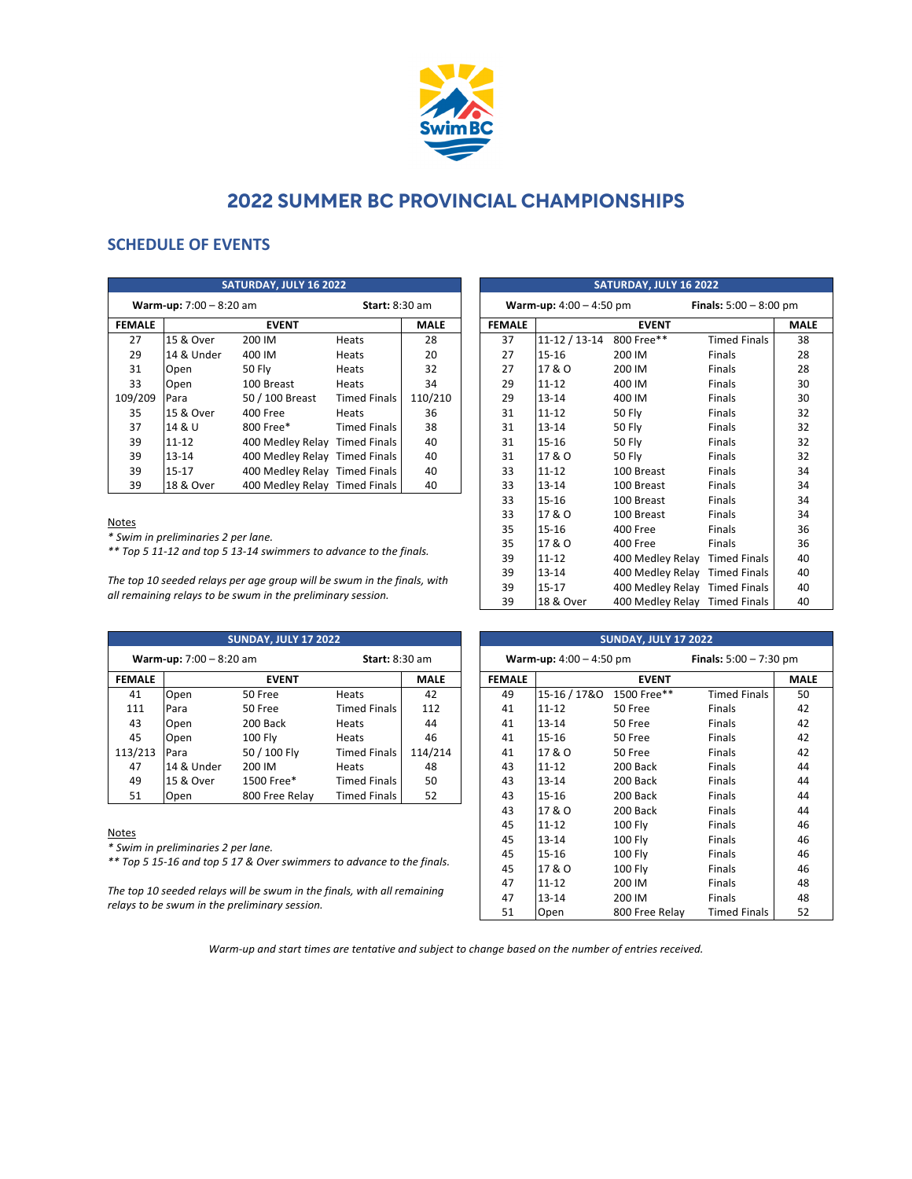# 2022 SUMMER BC PROVINCIAL CHAMPIONSHIPS

## SCHEDULE OF EVENTS

### SATURDAY, JULY 16 2022

**Warm-up:** 7:00 – 8:20 am **Start:** 8:30 am

| FEMALE | | EVENT | | MALE |
|---|---|---|---|---|
| 27 | 15 & Over | 200 IM | Heats | 28 |
| 29 | 14 & Under | 400 IM | Heats | 20 |
| 31 | Open | 50 Fly | Heats | 32 |
| 33 | Open | 100 Breast | Heats | 34 |
| 109/209 | Para | 50 / 100 Breast | Timed Finals | 110/210 |
| 35 | 15 & Over | 400 Free | Heats | 36 |
| 37 | 14 & U | 800 Free* | Timed Finals | 38 |
| 39 | 11-12 | 400 Medley Relay | Timed Finals | 40 |
| 39 | 13-14 | 400 Medley Relay | Timed Finals | 40 |
| 39 | 15-17 | 400 Medley Relay | Timed Finals | 40 |
| 39 | 18 & Over | 400 Medley Relay | Timed Finals | 40 |

Notes

*\* Swim in preliminaries 2 per lane.*

*\*\* Top 5 11-12 and top 5 13-14 swimmers to advance to the finals.*

*The top 10 seeded relays per age group will be swum in the finals, with all remaining relays to be swum in the preliminary session.*

### SATURDAY, JULY 16 2022

**Warm-up:** 4:00 – 4:50 pm **Finals:** 5:00 – 8:00 pm

| FEMALE | | EVENT | | MALE |
|---|---|---|---|---|
| 37 | 11-12 / 13-14 | 800 Free** | Timed Finals | 38 |
| 27 | 15-16 | 200 IM | Finals | 28 |
| 27 | 17 & O | 200 IM | Finals | 28 |
| 29 | 11-12 | 400 IM | Finals | 30 |
| 29 | 13-14 | 400 IM | Finals | 30 |
| 31 | 11-12 | 50 Fly | Finals | 32 |
| 31 | 13-14 | 50 Fly | Finals | 32 |
| 31 | 15-16 | 50 Fly | Finals | 32 |
| 31 | 17 & O | 50 Fly | Finals | 32 |
| 33 | 11-12 | 100 Breast | Finals | 34 |
| 33 | 13-14 | 100 Breast | Finals | 34 |
| 33 | 15-16 | 100 Breast | Finals | 34 |
| 33 | 17 & O | 100 Breast | Finals | 34 |
| 35 | 15-16 | 400 Free | Finals | 36 |
| 35 | 17 & O | 400 Free | Finals | 36 |
| 39 | 11-12 | 400 Medley Relay | Timed Finals | 40 |
| 39 | 13-14 | 400 Medley Relay | Timed Finals | 40 |
| 39 | 15-17 | 400 Medley Relay | Timed Finals | 40 |
| 39 | 18 & Over | 400 Medley Relay | Timed Finals | 40 |

### SUNDAY, JULY 17 2022

**Warm-up:** 7:00 – 8:20 am **Start:** 8:30 am

| FEMALE | | EVENT | | MALE |
|---|---|---|---|---|
| 41 | Open | 50 Free | Heats | 42 |
| 111 | Para | 50 Free | Timed Finals | 112 |
| 43 | Open | 200 Back | Heats | 44 |
| 45 | Open | 100 Fly | Heats | 46 |
| 113/213 | Para | 50 / 100 Fly | Timed Finals | 114/214 |
| 47 | 14 & Under | 200 IM | Heats | 48 |
| 49 | 15 & Over | 1500 Free* | Timed Finals | 50 |
| 51 | Open | 800 Free Relay | Timed Finals | 52 |

Notes

*\* Swim in preliminaries 2 per lane.*

*\*\* Top 5 15-16 and top 5 17 & Over swimmers to advance to the finals.*

*The top 10 seeded relays will be swum in the finals, with all remaining relays to be swum in the preliminary session.*

### SUNDAY, JULY 17 2022

**Warm-up:** 4:00 – 4:50 pm **Finals:** 5:00 – 7:30 pm

| FEMALE | | EVENT | | MALE |
|---|---|---|---|---|
| 49 | 15-16 / 17&O | 1500 Free** | Timed Finals | 50 |
| 41 | 11-12 | 50 Free | Finals | 42 |
| 41 | 13-14 | 50 Free | Finals | 42 |
| 41 | 15-16 | 50 Free | Finals | 42 |
| 41 | 17 & O | 50 Free | Finals | 42 |
| 43 | 11-12 | 200 Back | Finals | 44 |
| 43 | 13-14 | 200 Back | Finals | 44 |
| 43 | 15-16 | 200 Back | Finals | 44 |
| 43 | 17 & O | 200 Back | Finals | 44 |
| 45 | 11-12 | 100 Fly | Finals | 46 |
| 45 | 13-14 | 100 Fly | Finals | 46 |
| 45 | 15-16 | 100 Fly | Finals | 46 |
| 45 | 17 & O | 100 Fly | Finals | 46 |
| 47 | 11-12 | 200 IM | Finals | 48 |
| 47 | 13-14 | 200 IM | Finals | 48 |
| 51 | Open | 800 Free Relay | Timed Finals | 52 |

*Warm-up and start times are tentative and subject to change based on the number of entries received.*